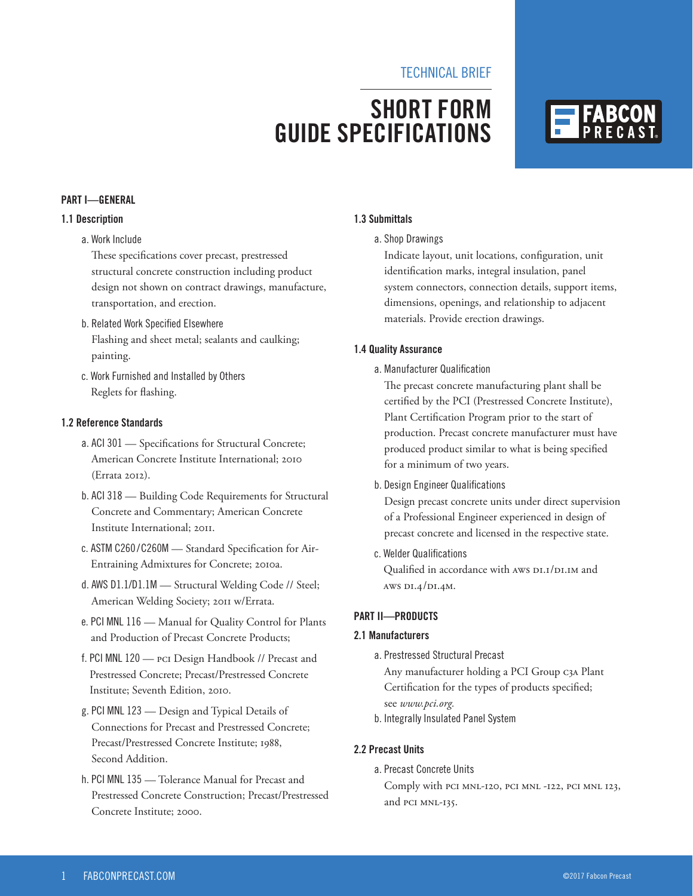TECHNICAL BRIEF

# SHORT FORM GUIDE SPECIFICATIONS

## PART I—GENERAL

### 1.1 Description

a. Work Include

These specifications cover precast, prestressed structural concrete construction including product design not shown on contract drawings, manufacture, transportation, and erection.

b. Related Work Specified Elsewhere

Flashing and sheet metal; sealants and caulking; painting.

c. Work Furnished and Installed by Others

Reglets for flashing.

### 1.2 Reference Standards

a. ACI 301 — Specifications for Structural Concrete; American Concrete Institute International; 2010 (Errata 2012).

b. ACI 318 — Building Code Requirements for Structural Concrete and Commentary; American Concrete Institute International; 2011.

c. ASTM C260/C260M — Standard Specification for Air-Entraining Admixtures for Concrete; 2010a.

d. AWS D1.1/D1.1M — Structural Welding Code // Steel; American Welding Society; 2011 w/Errata.

e. PCI MNL 116 — Manual for Quality Control for Plants and Production of Precast Concrete Products;

f. PCI MNL 120 — PCI Design Handbook // Precast and Prestressed Concrete; Precast/Prestressed Concrete Institute; Seventh Edition, 2010.

g. PCI MNL 123 — Design and Typical Details of Connections for Precast and Prestressed Concrete; Precast/Prestressed Concrete Institute; 1988, Second Addition.

h. PCI MNL 135 — Tolerance Manual for Precast and Prestressed Concrete Construction; Precast/Prestressed Concrete Institute; 2000.

### 1.3 Submittals

a. Shop Drawings

Indicate layout, unit locations, configuration, unit identification marks, integral insulation, panel system connectors, connection details, support items, dimensions, openings, and relationship to adjacent materials. Provide erection drawings.

### 1.4 Quality Assurance

a. Manufacturer Qualification

The precast concrete manufacturing plant shall be certified by the PCI (Prestressed Concrete Institute), Plant Certification Program prior to the start of production. Precast concrete manufacturer must have produced product similar to what is being specified for a minimum of two years.

b. Design Engineer Qualifications

Design precast concrete units under direct supervision of a Professional Engineer experienced in design of precast concrete and licensed in the respective state.

c. Welder Qualifications

Qualified in accordance with AWS D1.1/D1.1M and AWS D1.4/D1.4M.

## PART II—PRODUCTS

### 2.1 Manufacturers

a. Prestressed Structural Precast

Any manufacturer holding a PCI Group C3A Plant Certification for the types of products specified; see *www.pci.org*.

b. Integrally Insulated Panel System

### 2.2 Precast Units

a. Precast Concrete Units

Comply with PCI MNL-120, PCI MNL -122, PCI MNL 123, and PCI MNL-135.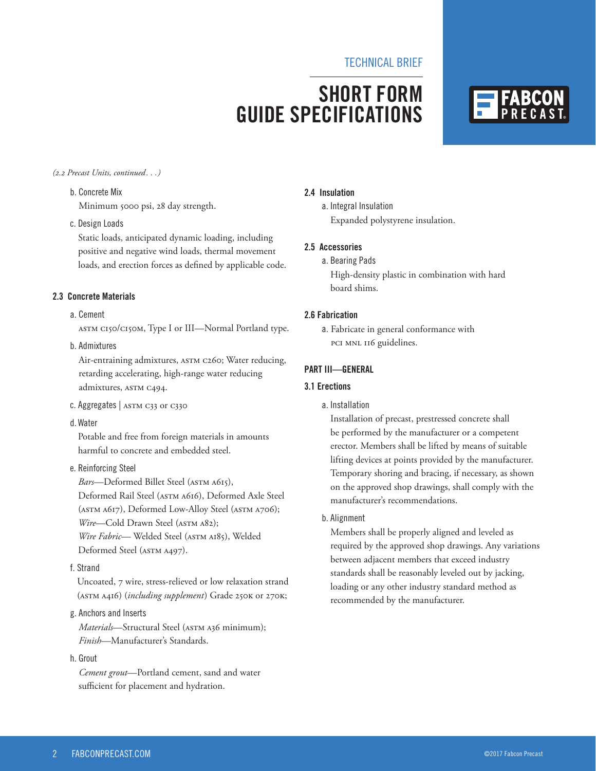*(2.2 Precast Units, continued. . .)*

b. Concrete Mix

Minimum 5000 psi, 28 day strength.

c. Design Loads

Static loads, anticipated dynamic loading, including positive and negative wind loads, thermal movement loads, and erection forces as defined by applicable code.

### 2.3 Concrete Materials

a. Cement

ASTM C150/C150M, Type I or III—Normal Portland type.

b. Admixtures

Air-entraining admixtures, ASTM C260; Water reducing, retarding accelerating, high-range water reducing admixtures, ASTM C494.

c. Aggregates | ASTM C33 or C330

d. Water

Potable and free from foreign materials in amounts harmful to concrete and embedded steel.

e. Reinforcing Steel

*Bars*—Deformed Billet Steel (ASTM A615), Deformed Rail Steel (ASTM A616), Deformed Axle Steel (ASTM A617), Deformed Low-Alloy Steel (ASTM A706);
*Wire*—Cold Drawn Steel (ASTM A82);
*Wire Fabric*— Welded Steel (ASTM A185), Welded Deformed Steel (ASTM A497).

f. Strand

Uncoated, 7 wire, stress-relieved or low relaxation strand (ASTM A416) (*including supplement*) Grade 250K or 270K;

g. Anchors and Inserts

*Materials*—Structural Steel (ASTM A36 minimum);
*Finish*—Manufacturer's Standards.

h. Grout

*Cement grout*—Portland cement, sand and water sufficient for placement and hydration.

### 2.4 Insulation

a. Integral Insulation

Expanded polystyrene insulation.

### 2.5 Accessories

a. Bearing Pads

High-density plastic in combination with hard board shims.

### 2.6 Fabrication

a. Fabricate in general conformance with PCI MNL 116 guidelines.

## PART III—GENERAL

### 3.1 Erections

a. Installation

Installation of precast, prestressed concrete shall be performed by the manufacturer or a competent erector. Members shall be lifted by means of suitable lifting devices at points provided by the manufacturer. Temporary shoring and bracing, if necessary, as shown on the approved shop drawings, shall comply with the manufacturer's recommendations.

b. Alignment

Members shall be properly aligned and leveled as required by the approved shop drawings. Any variations between adjacent members that exceed industry standards shall be reasonably leveled out by jacking, loading or any other industry standard method as recommended by the manufacturer.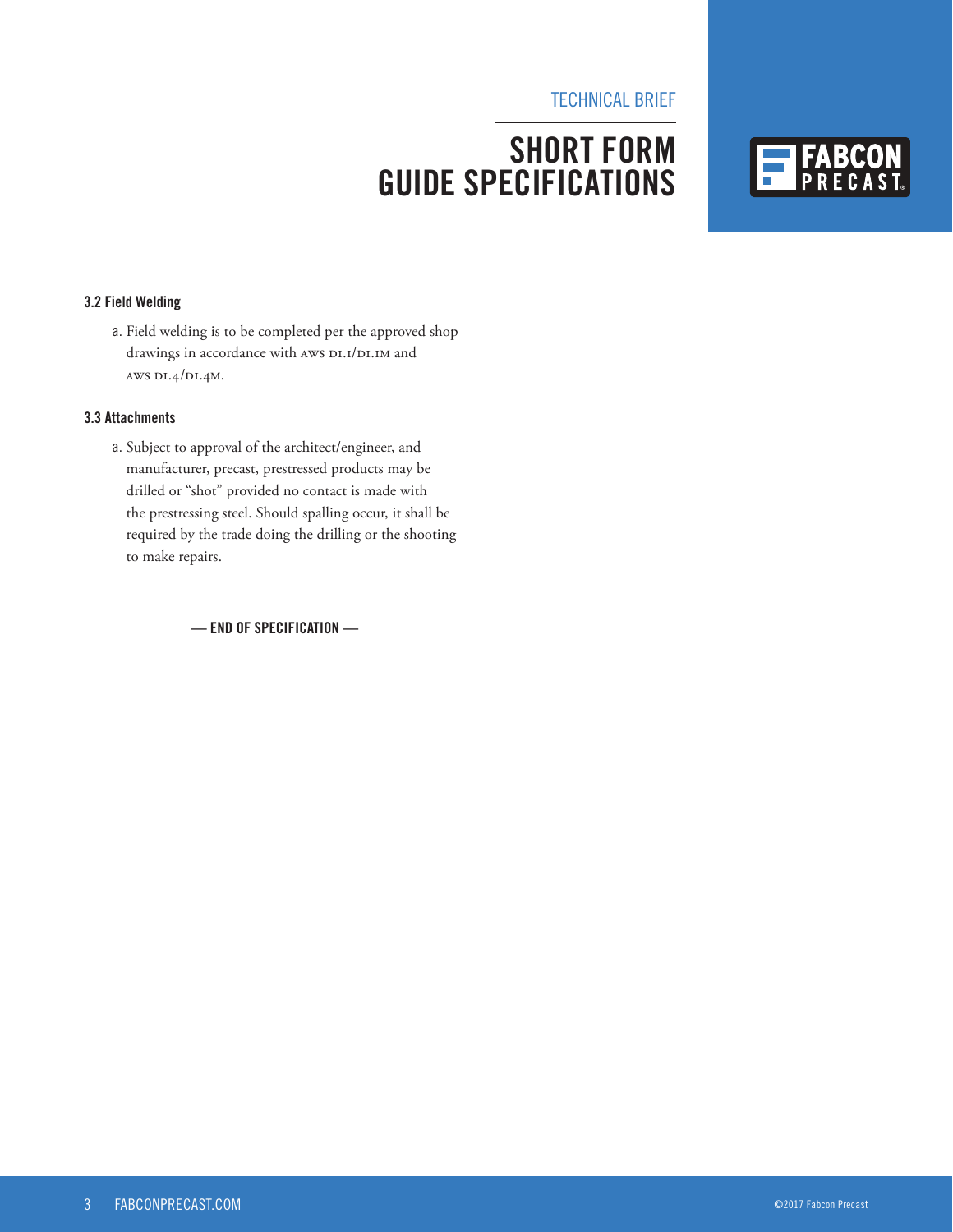### 3.2 Field Welding

a. Field welding is to be completed per the approved shop drawings in accordance with AWS D1.1/D1.1M and AWS D1.4/D1.4M.

### 3.3 Attachments

a. Subject to approval of the architect/engineer, and manufacturer, precast, prestressed products may be drilled or "shot" provided no contact is made with the prestressing steel. Should spalling occur, it shall be required by the trade doing the drilling or the shooting to make repairs.

**— END OF SPECIFICATION —**